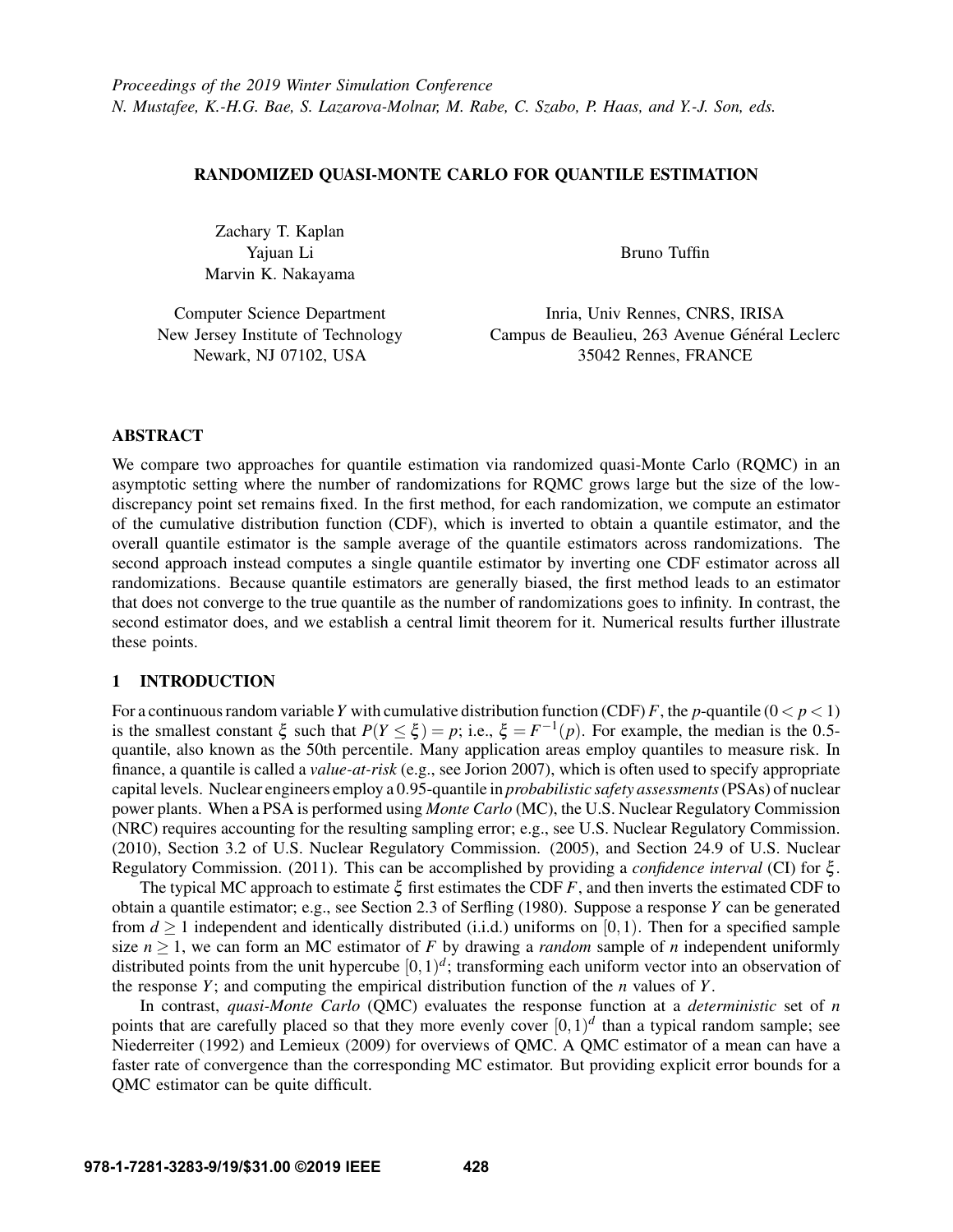Proceedings of the 2019 Winter Simulation Conference
N. Mustafee, K.-H.G. Bae, S. Lazarova-Molnar, M. Rabe, C. Szabo, P. Haas, and Y.-J. Son, eds.

# RANDOMIZED QUASI-MONTE CARLO FOR QUANTILE ESTIMATION

Zachary T. Kaplan
Yajuan Li
Marvin K. Nakayama

Computer Science Department
New Jersey Institute of Technology
Newark, NJ 07102, USA

Bruno Tuffin

Inria, Univ Rennes, CNRS, IRISA
Campus de Beaulieu, 263 Avenue Général Leclerc
35042 Rennes, FRANCE

## ABSTRACT

We compare two approaches for quantile estimation via randomized quasi-Monte Carlo (RQMC) in an asymptotic setting where the number of randomizations for RQMC grows large but the size of the low-discrepancy point set remains fixed. In the first method, for each randomization, we compute an estimator of the cumulative distribution function (CDF), which is inverted to obtain a quantile estimator, and the overall quantile estimator is the sample average of the quantile estimators across randomizations. The second approach instead computes a single quantile estimator by inverting one CDF estimator across all randomizations. Because quantile estimators are generally biased, the first method leads to an estimator that does not converge to the true quantile as the number of randomizations goes to infinity. In contrast, the second estimator does, and we establish a central limit theorem for it. Numerical results further illustrate these points.

## 1 INTRODUCTION

For a continuous random variable $Y$ with cumulative distribution function (CDF) $F$, the $p$-quantile ($0 < p < 1$) is the smallest constant $\xi$ such that $P(Y \leq \xi) = p$; i.e., $\xi = F^{-1}(p)$. For example, the median is the 0.5-quantile, also known as the 50th percentile. Many application areas employ quantiles to measure risk. In finance, a quantile is called a *value-at-risk* (e.g., see Jorion 2007), which is often used to specify appropriate capital levels. Nuclear engineers employ a 0.95-quantile in *probabilistic safety assessments* (PSAs) of nuclear power plants. When a PSA is performed using *Monte Carlo* (MC), the U.S. Nuclear Regulatory Commission (NRC) requires accounting for the resulting sampling error; e.g., see U.S. Nuclear Regulatory Commission. (2010), Section 3.2 of U.S. Nuclear Regulatory Commission. (2005), and Section 24.9 of U.S. Nuclear Regulatory Commission. (2011). This can be accomplished by providing a *confidence interval* (CI) for $\xi$.

The typical MC approach to estimate $\xi$ first estimates the CDF $F$, and then inverts the estimated CDF to obtain a quantile estimator; e.g., see Section 2.3 of Serfling (1980). Suppose a response $Y$ can be generated from $d \geq 1$ independent and identically distributed (i.i.d.) uniforms on $[0,1)$. Then for a specified sample size $n \geq 1$, we can form an MC estimator of $F$ by drawing a *random* sample of $n$ independent uniformly distributed points from the unit hypercube $[0,1)^d$; transforming each uniform vector into an observation of the response $Y$; and computing the empirical distribution function of the $n$ values of $Y$.

In contrast, *quasi-Monte Carlo* (QMC) evaluates the response function at a *deterministic* set of $n$ points that are carefully placed so that they more evenly cover $[0,1)^d$ than a typical random sample; see Niederreiter (1992) and Lemieux (2009) for overviews of QMC. A QMC estimator of a mean can have a faster rate of convergence than the corresponding MC estimator. But providing explicit error bounds for a QMC estimator can be quite difficult.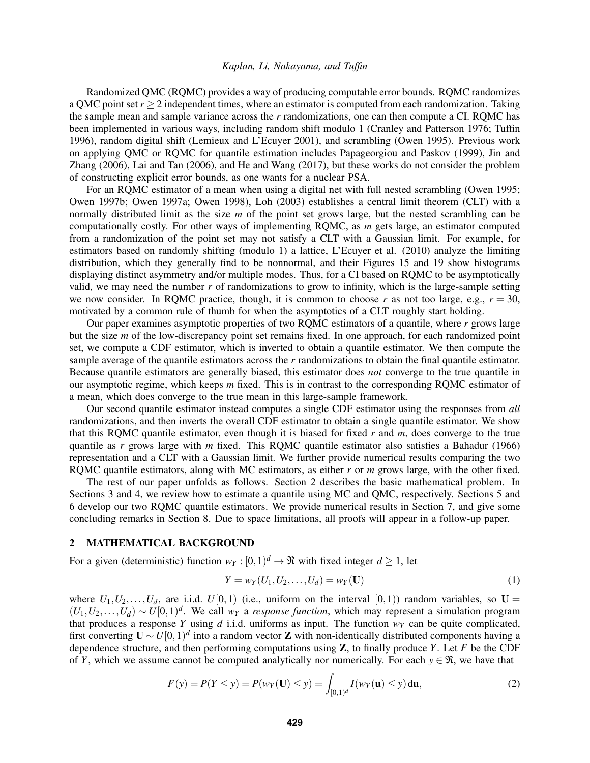Randomized QMC (RQMC) provides a way of producing computable error bounds. RQMC randomizes a QMC point set $r \geq 2$ independent times, where an estimator is computed from each randomization. Taking the sample mean and sample variance across the $r$ randomizations, one can then compute a CI. RQMC has been implemented in various ways, including random shift modulo 1 (Cranley and Patterson 1976; Tuffin 1996), random digital shift (Lemieux and L'Ecuyer 2001), and scrambling (Owen 1995). Previous work on applying QMC or RQMC for quantile estimation includes Papageorgiou and Paskov (1999), Jin and Zhang (2006), Lai and Tan (2006), and He and Wang (2017), but these works do not consider the problem of constructing explicit error bounds, as one wants for a nuclear PSA.

For an RQMC estimator of a mean when using a digital net with full nested scrambling (Owen 1995; Owen 1997b; Owen 1997a; Owen 1998), Loh (2003) establishes a central limit theorem (CLT) with a normally distributed limit as the size $m$ of the point set grows large, but the nested scrambling can be computationally costly. For other ways of implementing RQMC, as $m$ gets large, an estimator computed from a randomization of the point set may not satisfy a CLT with a Gaussian limit. For example, for estimators based on randomly shifting (modulo 1) a lattice, L'Ecuyer et al. (2010) analyze the limiting distribution, which they generally find to be nonnormal, and their Figures 15 and 19 show histograms displaying distinct asymmetry and/or multiple modes. Thus, for a CI based on RQMC to be asymptotically valid, we may need the number $r$ of randomizations to grow to infinity, which is the large-sample setting we now consider. In RQMC practice, though, it is common to choose $r$ as not too large, e.g., $r = 30$, motivated by a common rule of thumb for when the asymptotics of a CLT roughly start holding.

Our paper examines asymptotic properties of two RQMC estimators of a quantile, where $r$ grows large but the size $m$ of the low-discrepancy point set remains fixed. In one approach, for each randomized point set, we compute a CDF estimator, which is inverted to obtain a quantile estimator. We then compute the sample average of the quantile estimators across the $r$ randomizations to obtain the final quantile estimator. Because quantile estimators are generally biased, this estimator does *not* converge to the true quantile in our asymptotic regime, which keeps $m$ fixed. This is in contrast to the corresponding RQMC estimator of a mean, which does converge to the true mean in this large-sample framework.

Our second quantile estimator instead computes a single CDF estimator using the responses from *all* randomizations, and then inverts the overall CDF estimator to obtain a single quantile estimator. We show that this RQMC quantile estimator, even though it is biased for fixed $r$ and $m$, does converge to the true quantile as $r$ grows large with $m$ fixed. This RQMC quantile estimator also satisfies a Bahadur (1966) representation and a CLT with a Gaussian limit. We further provide numerical results comparing the two RQMC quantile estimators, along with MC estimators, as either $r$ or $m$ grows large, with the other fixed.

The rest of our paper unfolds as follows. Section 2 describes the basic mathematical problem. In Sections 3 and 4, we review how to estimate a quantile using MC and QMC, respectively. Sections 5 and 6 develop our two RQMC quantile estimators. We provide numerical results in Section 7, and give some concluding remarks in Section 8. Due to space limitations, all proofs will appear in a follow-up paper.

## 2 MATHEMATICAL BACKGROUND

For a given (deterministic) function $w_Y : [0,1)^d \to \Re$ with fixed integer $d \geq 1$, let

$$Y = w_Y(U_1, U_2, \ldots, U_d) = w_Y(\mathbf{U}) \tag{1}$$

where $U_1, U_2, \ldots, U_d$, are i.i.d. $U[0,1)$ (i.e., uniform on the interval $[0,1)$) random variables, so $\mathbf{U} = (U_1, U_2, \ldots, U_d) \sim U[0,1)^d$. We call $w_Y$ a *response function*, which may represent a simulation program that produces a response $Y$ using $d$ i.i.d. uniforms as input. The function $w_Y$ can be quite complicated, first converting $\mathbf{U} \sim U[0,1)^d$ into a random vector $\mathbf{Z}$ with non-identically distributed components having a dependence structure, and then performing computations using $\mathbf{Z}$, to finally produce $Y$. Let $F$ be the CDF of $Y$, which we assume cannot be computed analytically nor numerically. For each $y \in \Re$, we have that

$$F(y) = P(Y \leq y) = P(w_Y(\mathbf{U}) \leq y) = \int_{[0,1)^d} I(w_Y(\mathbf{u}) \leq y)\, \mathrm{d}\mathbf{u}, \tag{2}$$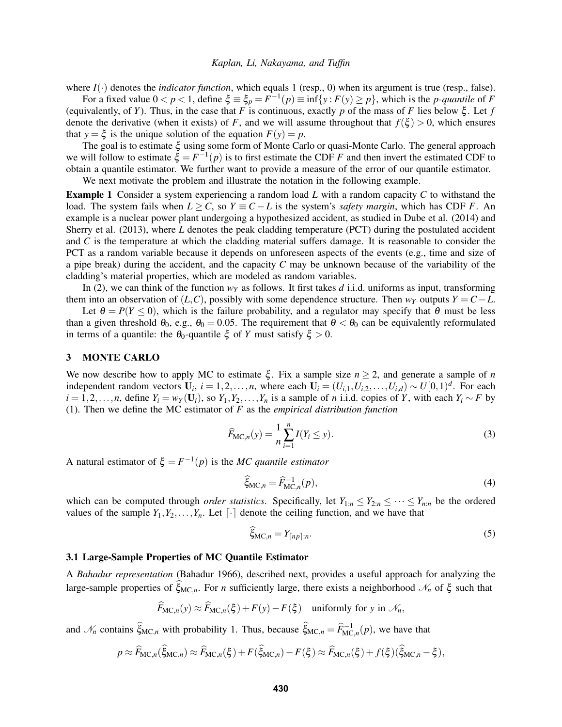where $I(\cdot)$ denotes the *indicator function*, which equals 1 (resp., 0) when its argument is true (resp., false).

For a fixed value $0 < p < 1$, define $\xi \equiv \xi_p = F^{-1}(p) \equiv \inf\{y : F(y) \geq p\}$, which is the *p-quantile* of $F$ (equivalently, of $Y$). Thus, in the case that $F$ is continuous, exactly $p$ of the mass of $F$ lies below $\xi$. Let $f$ denote the derivative (when it exists) of $F$, and we will assume throughout that $f(\xi) > 0$, which ensures that $y = \xi$ is the unique solution of the equation $F(y) = p$.

The goal is to estimate $\xi$ using some form of Monte Carlo or quasi-Monte Carlo. The general approach we will follow to estimate $\xi = F^{-1}(p)$ is to first estimate the CDF $F$ and then invert the estimated CDF to obtain a quantile estimator. We further want to provide a measure of the error of our quantile estimator.

We next motivate the problem and illustrate the notation in the following example.

**Example 1** Consider a system experiencing a random load $L$ with a random capacity $C$ to withstand the load. The system fails when $L \geq C$, so $Y \equiv C - L$ is the system's *safety margin*, which has CDF $F$. An example is a nuclear power plant undergoing a hypothesized accident, as studied in Dube et al. (2014) and Sherry et al. (2013), where $L$ denotes the peak cladding temperature (PCT) during the postulated accident and $C$ is the temperature at which the cladding material suffers damage. It is reasonable to consider the PCT as a random variable because it depends on unforeseen aspects of the events (e.g., time and size of a pipe break) during the accident, and the capacity $C$ may be unknown because of the variability of the cladding's material properties, which are modeled as random variables.

In (2), we can think of the function $w_Y$ as follows. It first takes $d$ i.i.d. uniforms as input, transforming them into an observation of $(L, C)$, possibly with some dependence structure. Then $w_Y$ outputs $Y = C - L$.

Let $\theta = P(Y \leq 0)$, which is the failure probability, and a regulator may specify that $\theta$ must be less than a given threshold $\theta_0$, e.g., $\theta_0 = 0.05$. The requirement that $\theta < \theta_0$ can be equivalently reformulated in terms of a quantile: the $\theta_0$-quantile $\xi$ of $Y$ must satisfy $\xi > 0$.

## 3 MONTE CARLO

We now describe how to apply MC to estimate $\xi$. Fix a sample size $n \geq 2$, and generate a sample of $n$ independent random vectors $\mathbf{U}_i$, $i = 1, 2, \ldots, n$, where each $\mathbf{U}_i = (U_{i,1}, U_{i,2}, \ldots, U_{i,d}) \sim U[0,1)^d$. For each $i = 1, 2, \ldots, n$, define $Y_i = w_Y(\mathbf{U}_i)$, so $Y_1, Y_2, \ldots, Y_n$ is a sample of $n$ i.i.d. copies of $Y$, with each $Y_i \sim F$ by (1). Then we define the MC estimator of $F$ as the *empirical distribution function*

$$\widehat{F}_{\mathrm{MC},n}(y) = \frac{1}{n} \sum_{i=1}^{n} I(Y_i \leq y). \tag{3}$$

A natural estimator of $\xi = F^{-1}(p)$ is the *MC quantile estimator*

$$\widehat{\xi}_{\mathrm{MC},n} = \widehat{F}_{\mathrm{MC},n}^{-1}(p), \tag{4}$$

which can be computed through *order statistics*. Specifically, let $Y_{1:n} \leq Y_{2:n} \leq \cdots \leq Y_{n:n}$ be the ordered values of the sample $Y_1, Y_2, \ldots, Y_n$. Let $\lceil \cdot \rceil$ denote the ceiling function, and we have that

$$\widehat{\xi}_{\mathrm{MC},n} = Y_{\lceil np \rceil:n}. \tag{5}$$

### 3.1 Large-Sample Properties of MC Quantile Estimator

A *Bahadur representation* (Bahadur 1966), described next, provides a useful approach for analyzing the large-sample properties of $\widehat{\xi}_{\mathrm{MC},n}$. For $n$ sufficiently large, there exists a neighborhood $\mathcal{N}_n$ of $\xi$ such that

$$\widehat{F}_{\mathrm{MC},n}(y) \approx \widehat{F}_{\mathrm{MC},n}(\xi) + F(y) - F(\xi) \quad \text{uniformly for } y \text{ in } \mathcal{N}_n,$$

and $\mathcal{N}_n$ contains $\widehat{\xi}_{\mathrm{MC},n}$ with probability 1. Thus, because $\widehat{\xi}_{\mathrm{MC},n} = \widehat{F}_{\mathrm{MC},n}^{-1}(p)$, we have that

$$p \approx \widehat{F}_{\mathrm{MC},n}(\widehat{\xi}_{\mathrm{MC},n}) \approx \widehat{F}_{\mathrm{MC},n}(\xi) + F(\widehat{\xi}_{\mathrm{MC},n}) - F(\xi) \approx \widehat{F}_{\mathrm{MC},n}(\xi) + f(\xi)(\widehat{\xi}_{\mathrm{MC},n} - \xi),$$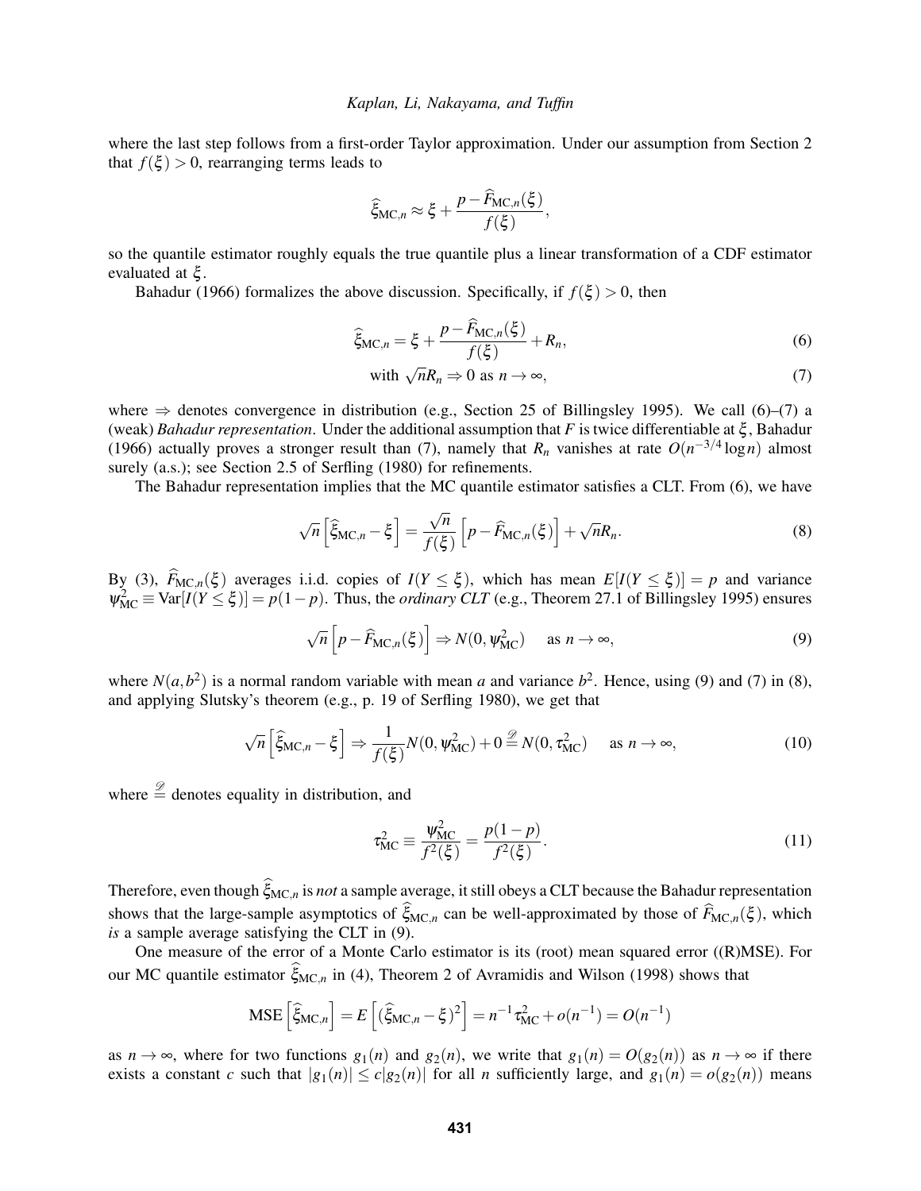where the last step follows from a first-order Taylor approximation. Under our assumption from Section 2 that $f(\xi) > 0$, rearranging terms leads to

$$\widehat{\xi}_{\mathrm{MC},n} \approx \xi + \frac{p - \widehat{F}_{\mathrm{MC},n}(\xi)}{f(\xi)},$$

so the quantile estimator roughly equals the true quantile plus a linear transformation of a CDF estimator evaluated at $\xi$.

Bahadur (1966) formalizes the above discussion. Specifically, if $f(\xi) > 0$, then

$$\widehat{\xi}_{\mathrm{MC},n} = \xi + \frac{p - \widehat{F}_{\mathrm{MC},n}(\xi)}{f(\xi)} + R_n, \tag{6}$$

$$\text{with } \sqrt{n}R_n \Rightarrow 0 \text{ as } n \to \infty, \tag{7}$$

where $\Rightarrow$ denotes convergence in distribution (e.g., Section 25 of Billingsley 1995). We call (6)–(7) a (weak) *Bahadur representation*. Under the additional assumption that $F$ is twice differentiable at $\xi$, Bahadur (1966) actually proves a stronger result than (7), namely that $R_n$ vanishes at rate $O(n^{-3/4}\log n)$ almost surely (a.s.); see Section 2.5 of Serfling (1980) for refinements.

The Bahadur representation implies that the MC quantile estimator satisfies a CLT. From (6), we have

$$\sqrt{n}\left[\widehat{\xi}_{\mathrm{MC},n} - \xi\right] = \frac{\sqrt{n}}{f(\xi)}\left[p - \widehat{F}_{\mathrm{MC},n}(\xi)\right] + \sqrt{n}R_n. \tag{8}$$

By (3), $\widehat{F}_{\mathrm{MC},n}(\xi)$ averages i.i.d. copies of $I(Y \le \xi)$, which has mean $E[I(Y \le \xi)] = p$ and variance $\psi^2_{\mathrm{MC}} \equiv \mathrm{Var}[I(Y \le \xi)] = p(1-p)$. Thus, the *ordinary CLT* (e.g., Theorem 27.1 of Billingsley 1995) ensures

$$\sqrt{n}\left[p - \widehat{F}_{\mathrm{MC},n}(\xi)\right] \Rightarrow N(0, \psi^2_{\mathrm{MC}}) \quad \text{as } n \to \infty, \tag{9}$$

where $N(a, b^2)$ is a normal random variable with mean $a$ and variance $b^2$. Hence, using (9) and (7) in (8), and applying Slutsky's theorem (e.g., p. 19 of Serfling 1980), we get that

$$\sqrt{n}\left[\widehat{\xi}_{\mathrm{MC},n} - \xi\right] \Rightarrow \frac{1}{f(\xi)}N(0, \psi^2_{\mathrm{MC}}) + 0 \stackrel{\mathscr{D}}{=} N(0, \tau^2_{\mathrm{MC}}) \quad \text{as } n \to \infty, \tag{10}$$

where $\stackrel{\mathscr{D}}{=}$ denotes equality in distribution, and

$$\tau^2_{\mathrm{MC}} \equiv \frac{\psi^2_{\mathrm{MC}}}{f^2(\xi)} = \frac{p(1-p)}{f^2(\xi)}. \tag{11}$$

Therefore, even though $\widehat{\xi}_{\mathrm{MC},n}$ is *not* a sample average, it still obeys a CLT because the Bahadur representation shows that the large-sample asymptotics of $\widehat{\xi}_{\mathrm{MC},n}$ can be well-approximated by those of $\widehat{F}_{\mathrm{MC},n}(\xi)$, which *is* a sample average satisfying the CLT in (9).

One measure of the error of a Monte Carlo estimator is its (root) mean squared error ((R)MSE). For our MC quantile estimator $\widehat{\xi}_{\mathrm{MC},n}$ in (4), Theorem 2 of Avramidis and Wilson (1998) shows that

$$\mathrm{MSE}\left[\widehat{\xi}_{\mathrm{MC},n}\right] = E\left[(\widehat{\xi}_{\mathrm{MC},n} - \xi)^2\right] = n^{-1}\tau^2_{\mathrm{MC}} + o(n^{-1}) = O(n^{-1})$$

as $n \to \infty$, where for two functions $g_1(n)$ and $g_2(n)$, we write that $g_1(n) = O(g_2(n))$ as $n \to \infty$ if there exists a constant $c$ such that $|g_1(n)| \le c|g_2(n)|$ for all $n$ sufficiently large, and $g_1(n) = o(g_2(n))$ means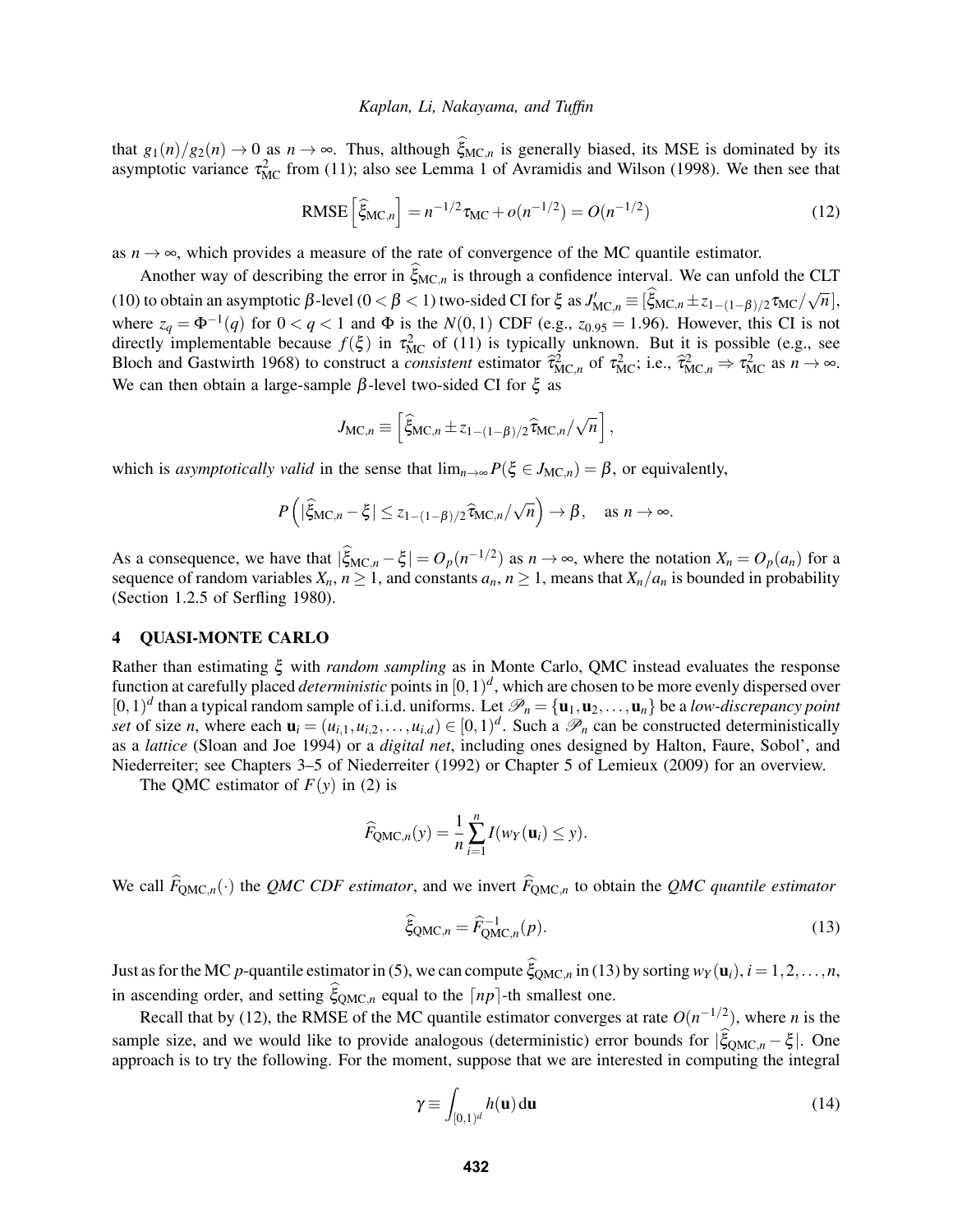that $g_1(n)/g_2(n) \to 0$ as $n \to \infty$. Thus, although $\widehat{\xi}_{\mathrm{MC},n}$ is generally biased, its MSE is dominated by its asymptotic variance $\tau^2_{\mathrm{MC}}$ from (11); also see Lemma 1 of Avramidis and Wilson (1998). We then see that

$$\mathrm{RMSE}\left[\widehat{\xi}_{\mathrm{MC},n}\right] = n^{-1/2}\tau_{\mathrm{MC}} + o(n^{-1/2}) = O(n^{-1/2}) \tag{12}$$

as $n \to \infty$, which provides a measure of the rate of convergence of the MC quantile estimator.

Another way of describing the error in $\widehat{\xi}_{\mathrm{MC},n}$ is through a confidence interval. We can unfold the CLT (10) to obtain an asymptotic $\beta$-level ($0 < \beta < 1$) two-sided CI for $\xi$ as $J'_{\mathrm{MC},n} \equiv [\widehat{\xi}_{\mathrm{MC},n} \pm z_{1-(1-\beta)/2}\tau_{\mathrm{MC}}/\sqrt{n}]$, where $z_q = \Phi^{-1}(q)$ for $0 < q < 1$ and $\Phi$ is the $N(0,1)$ CDF (e.g., $z_{0.95} = 1.96$). However, this CI is not directly implementable because $f(\xi)$ in $\tau^2_{\mathrm{MC}}$ of (11) is typically unknown. But it is possible (e.g., see Bloch and Gastwirth 1968) to construct a *consistent* estimator $\widehat{\tau}^2_{\mathrm{MC},n}$ of $\tau^2_{\mathrm{MC}}$; i.e., $\widehat{\tau}^2_{\mathrm{MC},n} \Rightarrow \tau^2_{\mathrm{MC}}$ as $n \to \infty$. We can then obtain a large-sample $\beta$-level two-sided CI for $\xi$ as

$$J_{\mathrm{MC},n} \equiv \left[\widehat{\xi}_{\mathrm{MC},n} \pm z_{1-(1-\beta)/2}\widehat{\tau}_{\mathrm{MC},n}/\sqrt{n}\right],$$

which is *asymptotically valid* in the sense that $\lim_{n\to\infty} P(\xi \in J_{\mathrm{MC},n}) = \beta$, or equivalently,

$$P\left(|\widehat{\xi}_{\mathrm{MC},n} - \xi| \le z_{1-(1-\beta)/2}\widehat{\tau}_{\mathrm{MC},n}/\sqrt{n}\right) \to \beta, \quad \text{as } n \to \infty.$$

As a consequence, we have that $|\widehat{\xi}_{\mathrm{MC},n} - \xi| = O_p(n^{-1/2})$ as $n \to \infty$, where the notation $X_n = O_p(a_n)$ for a sequence of random variables $X_n$, $n \ge 1$, and constants $a_n$, $n \ge 1$, means that $X_n/a_n$ is bounded in probability (Section 1.2.5 of Serfling 1980).

## 4 QUASI-MONTE CARLO

Rather than estimating $\xi$ with *random sampling* as in Monte Carlo, QMC instead evaluates the response function at carefully placed *deterministic* points in $[0,1)^d$, which are chosen to be more evenly dispersed over $[0,1)^d$ than a typical random sample of i.i.d. uniforms. Let $\mathscr{P}_n = \{\mathbf{u}_1, \mathbf{u}_2, \ldots, \mathbf{u}_n\}$ be a *low-discrepancy point set* of size $n$, where each $\mathbf{u}_i = (u_{i,1}, u_{i,2}, \ldots, u_{i,d}) \in [0,1)^d$. Such a $\mathscr{P}_n$ can be constructed deterministically as a *lattice* (Sloan and Joe 1994) or a *digital net*, including ones designed by Halton, Faure, Sobol', and Niederreiter; see Chapters 3–5 of Niederreiter (1992) or Chapter 5 of Lemieux (2009) for an overview.

The QMC estimator of $F(y)$ in (2) is

$$\widehat{F}_{\mathrm{QMC},n}(y) = \frac{1}{n}\sum_{i=1}^{n} I(w_Y(\mathbf{u}_i) \le y).$$

We call $\widehat{F}_{\mathrm{QMC},n}(\cdot)$ the *QMC CDF estimator*, and we invert $\widehat{F}_{\mathrm{QMC},n}$ to obtain the *QMC quantile estimator*

$$\widehat{\xi}_{\mathrm{QMC},n} = \widehat{F}^{-1}_{\mathrm{QMC},n}(p). \tag{13}$$

Just as for the MC $p$-quantile estimator in (5), we can compute $\widehat{\xi}_{\mathrm{QMC},n}$ in (13) by sorting $w_Y(\mathbf{u}_i)$, $i = 1, 2, \ldots, n$, in ascending order, and setting $\widehat{\xi}_{\mathrm{QMC},n}$ equal to the $\lceil np \rceil$-th smallest one.

Recall that by (12), the RMSE of the MC quantile estimator converges at rate $O(n^{-1/2})$, where $n$ is the sample size, and we would like to provide analogous (deterministic) error bounds for $|\widehat{\xi}_{\mathrm{QMC},n} - \xi|$. One approach is to try the following. For the moment, suppose that we are interested in computing the integral

$$\gamma \equiv \int_{[0,1)^d} h(\mathbf{u})\,\mathrm{d}\mathbf{u} \tag{14}$$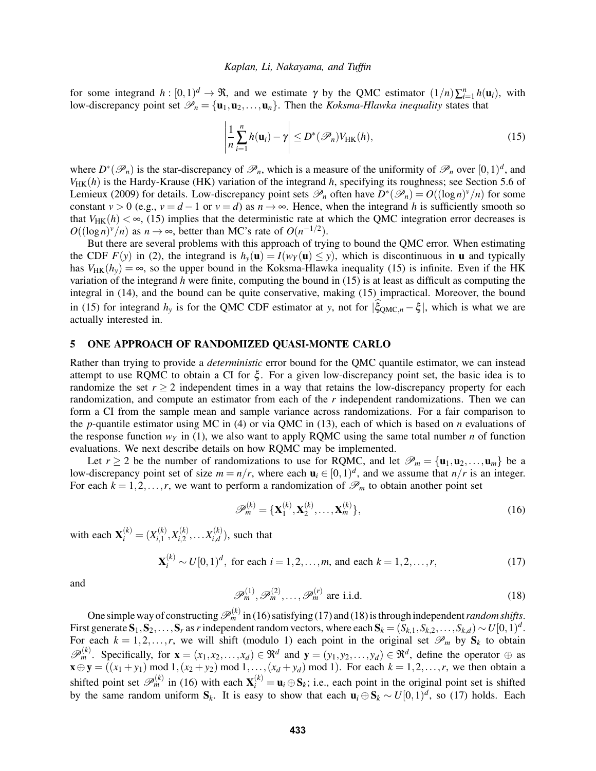for some integrand $h : [0,1)^d \to \Re$, and we estimate $\gamma$ by the QMC estimator $(1/n)\sum_{i=1}^{n} h(\mathbf{u}_i)$, with low-discrepancy point set $\mathscr{P}_n = \{\mathbf{u}_1, \mathbf{u}_2, \ldots, \mathbf{u}_n\}$. Then the *Koksma-Hlawka inequality* states that

$$\left| \frac{1}{n} \sum_{i=1}^{n} h(\mathbf{u}_i) - \gamma \right| \leq D^*(\mathscr{P}_n) V_{\text{HK}}(h), \tag{15}$$

where $D^*(\mathscr{P}_n)$ is the star-discrepancy of $\mathscr{P}_n$, which is a measure of the uniformity of $\mathscr{P}_n$ over $[0,1)^d$, and $V_{\text{HK}}(h)$ is the Hardy-Krause (HK) variation of the integrand $h$, specifying its roughness; see Section 5.6 of Lemieux (2009) for details. Low-discrepancy point sets $\mathscr{P}_n$ often have $D^*(\mathscr{P}_n) = O((\log n)^v/n)$ for some constant $v > 0$ (e.g., $v = d-1$ or $v = d$) as $n \to \infty$. Hence, when the integrand $h$ is sufficiently smooth so that $V_{\text{HK}}(h) < \infty$, (15) implies that the deterministic rate at which the QMC integration error decreases is $O((\log n)^v/n)$ as $n \to \infty$, better than MC's rate of $O(n^{-1/2})$.

But there are several problems with this approach of trying to bound the QMC error. When estimating the CDF $F(y)$ in (2), the integrand is $h_y(\mathbf{u}) = I(w_Y(\mathbf{u}) \leq y)$, which is discontinuous in $\mathbf{u}$ and typically has $V_{\text{HK}}(h_y) = \infty$, so the upper bound in the Koksma-Hlawka inequality (15) is infinite. Even if the HK variation of the integrand $h$ were finite, computing the bound in (15) is at least as difficult as computing the integral in (14), and the bound can be quite conservative, making (15) impractical. Moreover, the bound in (15) for integrand $h_y$ is for the QMC CDF estimator at $y$, not for $|\widehat{\xi}_{\text{QMC},n} - \xi|$, which is what we are actually interested in.

## 5 ONE APPROACH OF RANDOMIZED QUASI-MONTE CARLO

Rather than trying to provide a *deterministic* error bound for the QMC quantile estimator, we can instead attempt to use RQMC to obtain a CI for $\xi$. For a given low-discrepancy point set, the basic idea is to randomize the set $r \geq 2$ independent times in a way that retains the low-discrepancy property for each randomization, and compute an estimator from each of the $r$ independent randomizations. Then we can form a CI from the sample mean and sample variance across randomizations. For a fair comparison to the $p$-quantile estimator using MC in (4) or via QMC in (13), each of which is based on $n$ evaluations of the response function $w_Y$ in (1), we also want to apply RQMC using the same total number $n$ of function evaluations. We next describe details on how RQMC may be implemented.

Let $r \geq 2$ be the number of randomizations to use for RQMC, and let $\mathscr{P}_m = \{\mathbf{u}_1, \mathbf{u}_2, \ldots, \mathbf{u}_m\}$ be a low-discrepancy point set of size $m = n/r$, where each $\mathbf{u}_i \in [0,1)^d$, and we assume that $n/r$ is an integer. For each $k = 1, 2, \ldots, r$, we want to perform a randomization of $\mathscr{P}_m$ to obtain another point set

$$\mathscr{P}_m^{(k)} = \{\mathbf{X}_1^{(k)}, \mathbf{X}_2^{(k)}, \ldots, \mathbf{X}_m^{(k)}\}, \tag{16}$$

with each $\mathbf{X}_i^{(k)} = (X_{i,1}^{(k)}, X_{i,2}^{(k)}, \ldots X_{i,d}^{(k)})$, such that

$$\mathbf{X}_i^{(k)} \sim U[0,1)^d, \text{ for each } i = 1, 2, \ldots, m, \text{ and each } k = 1, 2, \ldots, r, \tag{17}$$

and

$$\mathscr{P}_m^{(1)}, \mathscr{P}_m^{(2)}, \ldots, \mathscr{P}_m^{(r)} \text{ are i.i.d.} \tag{18}$$

One simple way of constructing $\mathscr{P}_m^{(k)}$ in (16) satisfying (17) and (18) is through independent *random shifts*. First generate $\mathbf{S}_1, \mathbf{S}_2, \ldots, \mathbf{S}_r$ as $r$ independent random vectors, where each $\mathbf{S}_k = (S_{k,1}, S_{k,2}, \ldots, S_{k,d}) \sim U[0,1)^d$. For each $k = 1, 2, \ldots, r$, we will shift (modulo 1) each point in the original set $\mathscr{P}_m$ by $\mathbf{S}_k$ to obtain $\mathscr{P}_m^{(k)}$. Specifically, for $\mathbf{x} = (x_1, x_2, \ldots, x_d) \in \Re^d$ and $\mathbf{y} = (y_1, y_2, \ldots, y_d) \in \Re^d$, define the operator $\oplus$ as $\mathbf{x} \oplus \mathbf{y} = ((x_1 + y_1) \bmod 1, (x_2 + y_2) \bmod 1, \ldots, (x_d + y_d) \bmod 1)$. For each $k = 1, 2, \ldots, r$, we then obtain a shifted point set $\mathscr{P}_m^{(k)}$ in (16) with each $\mathbf{X}_i^{(k)} = \mathbf{u}_i \oplus \mathbf{S}_k$; i.e., each point in the original point set is shifted by the same random uniform $\mathbf{S}_k$. It is easy to show that each $\mathbf{u}_i \oplus \mathbf{S}_k \sim U[0,1)^d$, so (17) holds. Each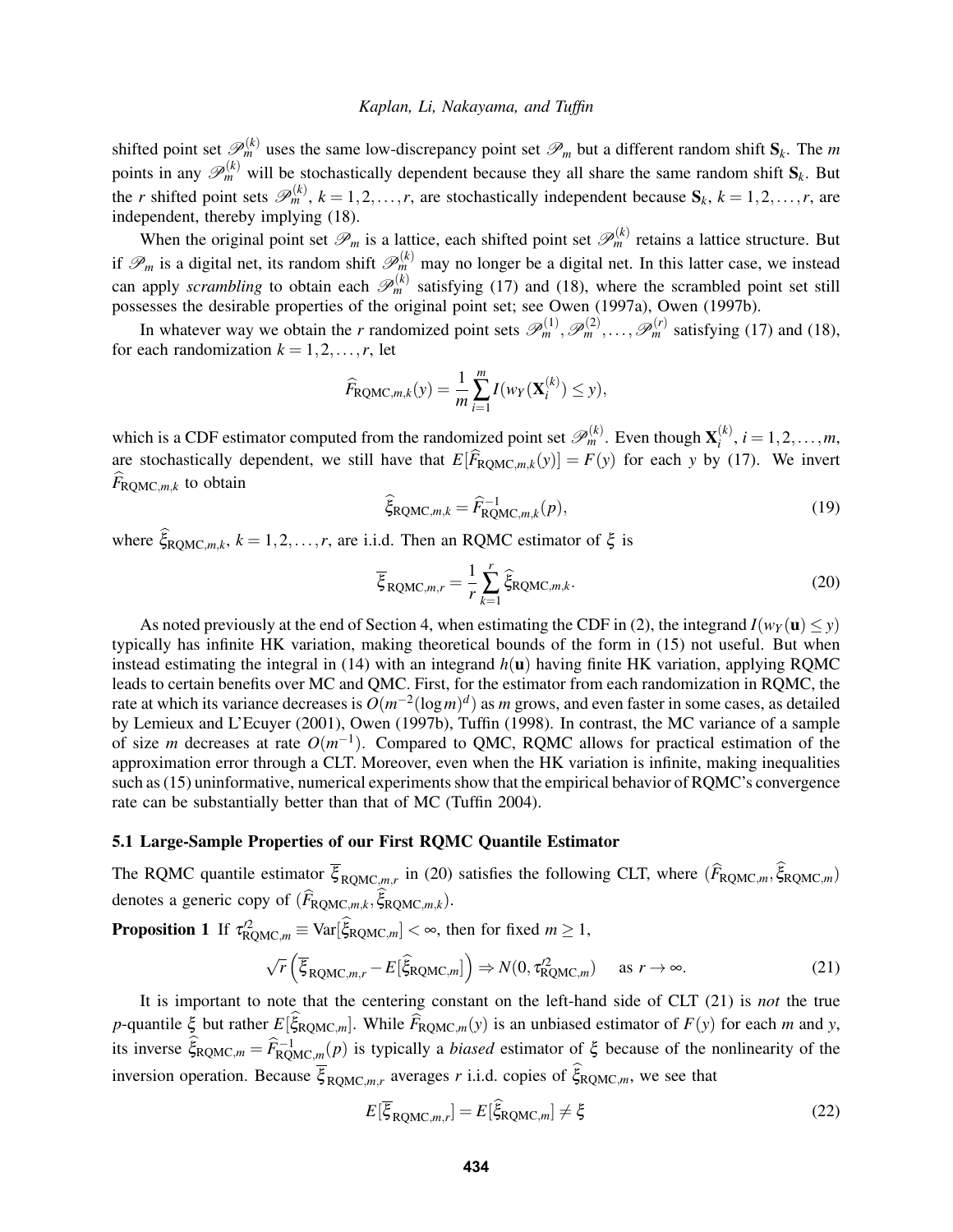shifted point set $\mathscr{P}_m^{(k)}$ uses the same low-discrepancy point set $\mathscr{P}_m$ but a different random shift $\mathbf{S}_k$. The $m$ points in any $\mathscr{P}_m^{(k)}$ will be stochastically dependent because they all share the same random shift $\mathbf{S}_k$. But the $r$ shifted point sets $\mathscr{P}_m^{(k)}$, $k = 1, 2, \ldots, r$, are stochastically independent because $\mathbf{S}_k$, $k = 1, 2, \ldots, r$, are independent, thereby implying (18).

When the original point set $\mathscr{P}_m$ is a lattice, each shifted point set $\mathscr{P}_m^{(k)}$ retains a lattice structure. But if $\mathscr{P}_m$ is a digital net, its random shift $\mathscr{P}_m^{(k)}$ may no longer be a digital net. In this latter case, we instead can apply *scrambling* to obtain each $\mathscr{P}_m^{(k)}$ satisfying (17) and (18), where the scrambled point set still possesses the desirable properties of the original point set; see Owen (1997a), Owen (1997b).

In whatever way we obtain the $r$ randomized point sets $\mathscr{P}_m^{(1)}, \mathscr{P}_m^{(2)}, \ldots, \mathscr{P}_m^{(r)}$ satisfying (17) and (18), for each randomization $k = 1, 2, \ldots, r$, let

$$\widehat{F}_{\mathrm{RQMC},m,k}(y) = \frac{1}{m} \sum_{i=1}^{m} I(w_Y(\mathbf{X}_i^{(k)}) \leq y),$$

which is a CDF estimator computed from the randomized point set $\mathscr{P}_m^{(k)}$. Even though $\mathbf{X}_i^{(k)}$, $i = 1, 2, \ldots, m$, are stochastically dependent, we still have that $E[\widehat{F}_{\mathrm{RQMC},m,k}(y)] = F(y)$ for each $y$ by (17). We invert $\widehat{F}_{\mathrm{RQMC},m,k}$ to obtain

$$\widehat{\xi}_{\mathrm{RQMC},m,k} = \widehat{F}_{\mathrm{RQMC},m,k}^{-1}(p), \tag{19}$$

where $\widehat{\xi}_{\mathrm{RQMC},m,k}$, $k = 1, 2, \ldots, r$, are i.i.d. Then an RQMC estimator of $\xi$ is

$$\overline{\xi}_{\mathrm{RQMC},m,r} = \frac{1}{r} \sum_{k=1}^{r} \widehat{\xi}_{\mathrm{RQMC},m,k}. \tag{20}$$

As noted previously at the end of Section 4, when estimating the CDF in (2), the integrand $I(w_Y(\mathbf{u}) \leq y)$ typically has infinite HK variation, making theoretical bounds of the form in (15) not useful. But when instead estimating the integral in (14) with an integrand $h(\mathbf{u})$ having finite HK variation, applying RQMC leads to certain benefits over MC and QMC. First, for the estimator from each randomization in RQMC, the rate at which its variance decreases is $O(m^{-2}(\log m)^d)$ as $m$ grows, and even faster in some cases, as detailed by Lemieux and L'Ecuyer (2001), Owen (1997b), Tuffin (1998). In contrast, the MC variance of a sample of size $m$ decreases at rate $O(m^{-1})$. Compared to QMC, RQMC allows for practical estimation of the approximation error through a CLT. Moreover, even when the HK variation is infinite, making inequalities such as (15) uninformative, numerical experiments show that the empirical behavior of RQMC's convergence rate can be substantially better than that of MC (Tuffin 2004).

### 5.1 Large-Sample Properties of our First RQMC Quantile Estimator

The RQMC quantile estimator $\overline{\xi}_{\mathrm{RQMC},m,r}$ in (20) satisfies the following CLT, where $(\widehat{F}_{\mathrm{RQMC},m}, \widehat{\xi}_{\mathrm{RQMC},m})$ denotes a generic copy of $(\widehat{F}_{\mathrm{RQMC},m,k}, \widehat{\xi}_{\mathrm{RQMC},m,k})$.

**Proposition 1** If $\tau'^2_{\mathrm{RQMC},m} \equiv \mathrm{Var}[\widehat{\xi}_{\mathrm{RQMC},m}] < \infty$, then for fixed $m \geq 1$,

$$\sqrt{r}\left(\overline{\xi}_{\mathrm{RQMC},m,r} - E[\widehat{\xi}_{\mathrm{RQMC},m}]\right) \Rightarrow N(0, \tau'^2_{\mathrm{RQMC},m}) \quad \text{as } r \to \infty. \tag{21}$$

It is important to note that the centering constant on the left-hand side of CLT (21) is *not* the true $p$-quantile $\xi$ but rather $E[\widehat{\xi}_{\mathrm{RQMC},m}]$. While $\widehat{F}_{\mathrm{RQMC},m}(y)$ is an unbiased estimator of $F(y)$ for each $m$ and $y$, its inverse $\widehat{\xi}_{\mathrm{RQMC},m} = \widehat{F}_{\mathrm{RQMC},m}^{-1}(p)$ is typically a *biased* estimator of $\xi$ because of the nonlinearity of the inversion operation. Because $\overline{\xi}_{\mathrm{RQMC},m,r}$ averages $r$ i.i.d. copies of $\widehat{\xi}_{\mathrm{RQMC},m}$, we see that

$$E[\overline{\xi}_{\mathrm{RQMC},m,r}] = E[\widehat{\xi}_{\mathrm{RQMC},m}] \neq \xi \tag{22}$$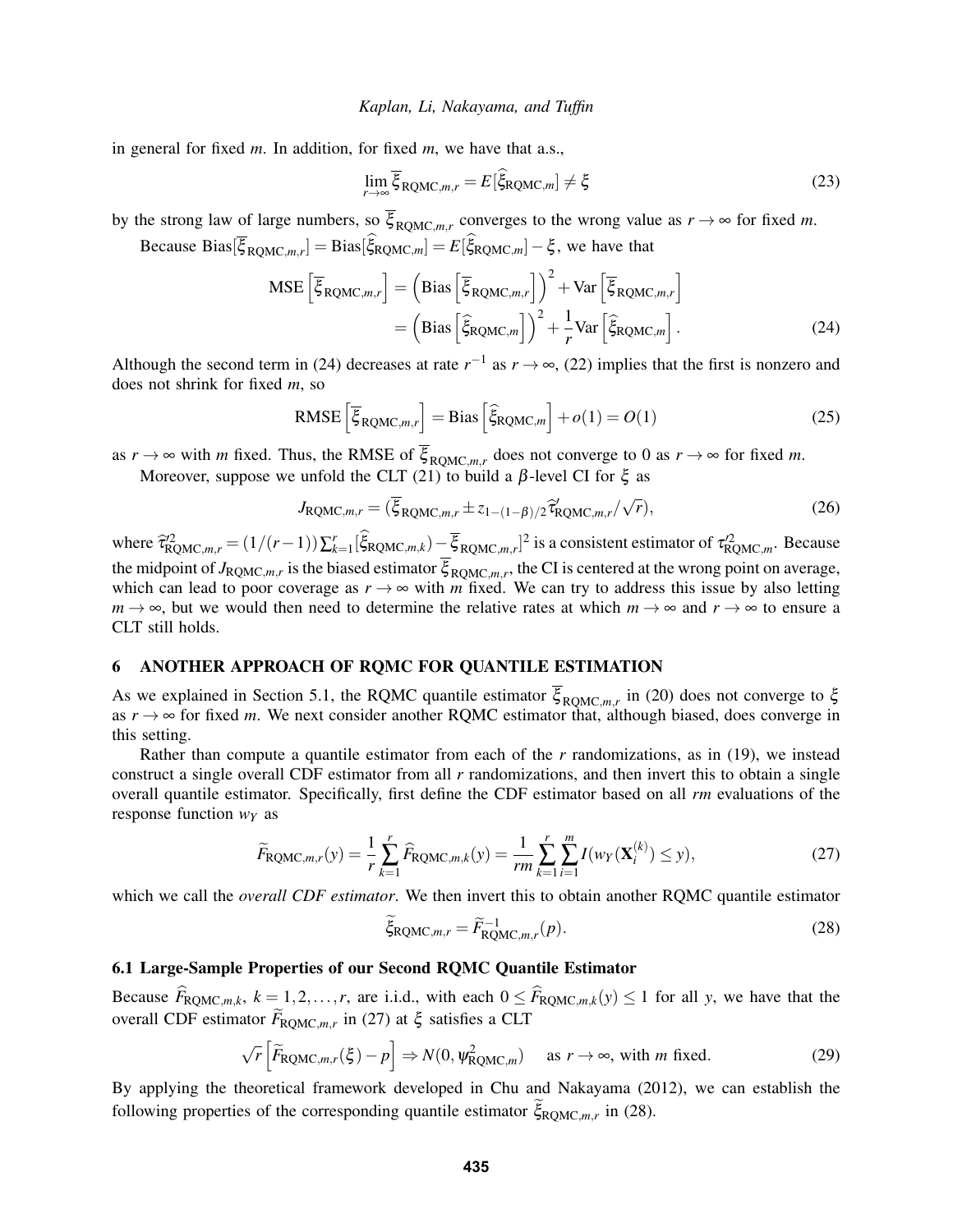in general for fixed $m$. In addition, for fixed $m$, we have that a.s.,

$$\lim_{r\to\infty} \overline{\xi}_{\text{RQMC},m,r} = E[\widehat{\xi}_{\text{RQMC},m}] \neq \xi \tag{23}$$

by the strong law of large numbers, so $\overline{\xi}_{\text{RQMC},m,r}$ converges to the wrong value as $r \to \infty$ for fixed $m$.

Because $\text{Bias}[\overline{\xi}_{\text{RQMC},m,r}] = \text{Bias}[\widehat{\xi}_{\text{RQMC},m}] = E[\widehat{\xi}_{\text{RQMC},m}] - \xi$, we have that

$$\begin{aligned}
\text{MSE}\left[\overline{\xi}_{\text{RQMC},m,r}\right] &= \left(\text{Bias}\left[\overline{\xi}_{\text{RQMC},m,r}\right]\right)^2 + \text{Var}\left[\overline{\xi}_{\text{RQMC},m,r}\right] \\
&= \left(\text{Bias}\left[\widehat{\xi}_{\text{RQMC},m}\right]\right)^2 + \frac{1}{r}\text{Var}\left[\widehat{\xi}_{\text{RQMC},m}\right].
\end{aligned} \tag{24}$$

Although the second term in (24) decreases at rate $r^{-1}$ as $r \to \infty$, (22) implies that the first is nonzero and does not shrink for fixed $m$, so

$$\text{RMSE}\left[\overline{\xi}_{\text{RQMC},m,r}\right] = \text{Bias}\left[\widehat{\xi}_{\text{RQMC},m}\right] + o(1) = O(1) \tag{25}$$

as $r \to \infty$ with $m$ fixed. Thus, the RMSE of $\overline{\xi}_{\text{RQMC},m,r}$ does not converge to 0 as $r \to \infty$ for fixed $m$.

Moreover, suppose we unfold the CLT (21) to build a $\beta$-level CI for $\xi$ as

$$J_{\text{RQMC},m,r} = (\overline{\xi}_{\text{RQMC},m,r} \pm z_{1-(1-\beta)/2}\widehat{\tau}'_{\text{RQMC},m,r}/\sqrt{r}), \tag{26}$$

where $\widehat{\tau}'^2_{\text{RQMC},m,r} = (1/(r-1))\sum_{k=1}^{r}[\widehat{\xi}_{\text{RQMC},m,k}) - \overline{\xi}_{\text{RQMC},m,r}]^2$ is a consistent estimator of $\tau'^2_{\text{RQMC},m}$. Because the midpoint of $J_{\text{RQMC},m,r}$ is the biased estimator $\overline{\xi}_{\text{RQMC},m,r}$, the CI is centered at the wrong point on average, which can lead to poor coverage as $r \to \infty$ with $m$ fixed. We can try to address this issue by also letting $m \to \infty$, but we would then need to determine the relative rates at which $m \to \infty$ and $r \to \infty$ to ensure a CLT still holds.

## 6 ANOTHER APPROACH OF RQMC FOR QUANTILE ESTIMATION

As we explained in Section 5.1, the RQMC quantile estimator $\overline{\xi}_{\text{RQMC},m,r}$ in (20) does not converge to $\xi$ as $r \to \infty$ for fixed $m$. We next consider another RQMC estimator that, although biased, does converge in this setting.

Rather than compute a quantile estimator from each of the $r$ randomizations, as in (19), we instead construct a single overall CDF estimator from all $r$ randomizations, and then invert this to obtain a single overall quantile estimator. Specifically, first define the CDF estimator based on all $rm$ evaluations of the response function $w_Y$ as

$$\widetilde{F}_{\text{RQMC},m,r}(y) = \frac{1}{r}\sum_{k=1}^{r}\widehat{F}_{\text{RQMC},m,k}(y) = \frac{1}{rm}\sum_{k=1}^{r}\sum_{i=1}^{m} I(w_Y(\mathbf{X}_i^{(k)}) \le y), \tag{27}$$

which we call the *overall CDF estimator*. We then invert this to obtain another RQMC quantile estimator

$$\widetilde{\xi}_{\text{RQMC},m,r} = \widetilde{F}^{-1}_{\text{RQMC},m,r}(p). \tag{28}$$

### 6.1 Large-Sample Properties of our Second RQMC Quantile Estimator

Because $\widehat{F}_{\text{RQMC},m,k}$, $k = 1, 2, \ldots, r$, are i.i.d., with each $0 \le \widehat{F}_{\text{RQMC},m,k}(y) \le 1$ for all $y$, we have that the overall CDF estimator $\widetilde{F}_{\text{RQMC},m,r}$ in (27) at $\xi$ satisfies a CLT

$$\sqrt{r}\left[\widetilde{F}_{\text{RQMC},m,r}(\xi) - p\right] \Rightarrow N(0, \psi^2_{\text{RQMC},m}) \quad \text{ as } r \to \infty, \text{ with } m \text{ fixed.} \tag{29}$$

By applying the theoretical framework developed in Chu and Nakayama (2012), we can establish the following properties of the corresponding quantile estimator $\widetilde{\xi}_{\text{RQMC},m,r}$ in (28).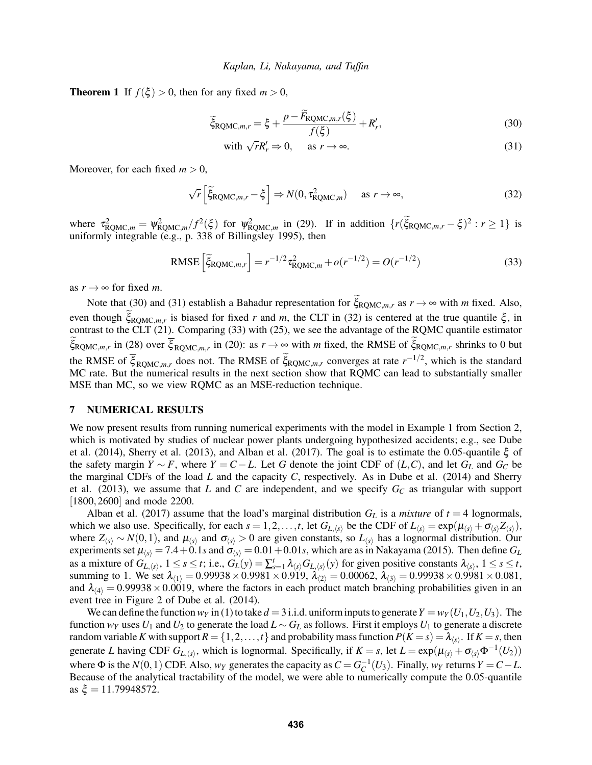**Theorem 1** If $f(\xi) > 0$, then for any fixed $m > 0$,

$$\widetilde{\xi}_{\text{RQMC},m,r} = \xi + \frac{p - \widetilde{F}_{\text{RQMC},m,r}(\xi)}{f(\xi)} + R'_r, \tag{30}$$

$$\text{with } \sqrt{r}R'_r \Rightarrow 0, \quad \text{as } r \to \infty. \tag{31}$$

Moreover, for each fixed $m > 0$,

$$\sqrt{r}\left[\widetilde{\xi}_{\text{RQMC},m,r} - \xi\right] \Rightarrow N(0, \tau^2_{\text{RQMC},m}) \quad \text{as } r \to \infty, \tag{32}$$

where $\tau^2_{\text{RQMC},m} = \psi^2_{\text{RQMC},m}/f^2(\xi)$ for $\psi^2_{\text{RQMC},m}$ in (29). If in addition $\{r(\widetilde{\xi}_{\text{RQMC},m,r} - \xi)^2 : r \geq 1\}$ is uniformly integrable (e.g., p. 338 of Billingsley 1995), then

$$\text{RMSE}\left[\widetilde{\xi}_{\text{RQMC},m,r}\right] = r^{-1/2}\tau^2_{\text{RQMC},m} + o(r^{-1/2}) = O(r^{-1/2}) \tag{33}$$

as $r \to \infty$ for fixed $m$.

Note that (30) and (31) establish a Bahadur representation for $\widetilde{\xi}_{\text{RQMC},m,r}$ as $r \to \infty$ with $m$ fixed. Also, even though $\widetilde{\xi}_{\text{RQMC},m,r}$ is biased for fixed $r$ and $m$, the CLT in (32) is centered at the true quantile $\xi$, in contrast to the CLT (21). Comparing (33) with (25), we see the advantage of the RQMC quantile estimator $\widetilde{\xi}_{\text{RQMC},m,r}$ in (28) over $\overline{\xi}_{\text{RQMC},m,r}$ in (20): as $r \to \infty$ with $m$ fixed, the RMSE of $\widetilde{\xi}_{\text{RQMC},m,r}$ shrinks to 0 but the RMSE of $\overline{\xi}_{\text{RQMC},m,r}$ does not. The RMSE of $\widetilde{\xi}_{\text{RQMC},m,r}$ converges at rate $r^{-1/2}$, which is the standard MC rate. But the numerical results in the next section show that RQMC can lead to substantially smaller MSE than MC, so we view RQMC as an MSE-reduction technique.

## 7 NUMERICAL RESULTS

We now present results from running numerical experiments with the model in Example 1 from Section 2, which is motivated by studies of nuclear power plants undergoing hypothesized accidents; e.g., see Dube et al. (2014), Sherry et al. (2013), and Alban et al. (2017). The goal is to estimate the 0.05-quantile $\xi$ of the safety margin $Y \sim F$, where $Y = C - L$. Let $G$ denote the joint CDF of $(L, C)$, and let $G_L$ and $G_C$ be the marginal CDFs of the load $L$ and the capacity $C$, respectively. As in Dube et al. (2014) and Sherry et al. (2013), we assume that $L$ and $C$ are independent, and we specify $G_C$ as triangular with support $[1800, 2600]$ and mode 2200.

Alban et al. (2017) assume that the load's marginal distribution $G_L$ is a *mixture* of $t = 4$ lognormals, which we also use. Specifically, for each $s = 1, 2, \ldots, t$, let $G_{L,\langle s\rangle}$ be the CDF of $L_{\langle s\rangle} = \exp(\mu_{\langle s\rangle} + \sigma_{\langle s\rangle} Z_{\langle s\rangle})$, where $Z_{\langle s\rangle} \sim N(0,1)$, and $\mu_{\langle s\rangle}$ and $\sigma_{\langle s\rangle} > 0$ are given constants, so $L_{\langle s\rangle}$ has a lognormal distribution. Our experiments set $\mu_{\langle s\rangle} = 7.4 + 0.1s$ and $\sigma_{\langle s\rangle} = 0.01 + 0.01s$, which are as in Nakayama (2015). Then define $G_L$ as a mixture of $G_{L,\langle s\rangle}$, $1 \leq s \leq t$; i.e., $G_L(y) = \sum_{s=1}^{t} \lambda_{\langle s\rangle} G_{L,\langle s\rangle}(y)$ for given positive constants $\lambda_{\langle s\rangle}$, $1 \leq s \leq t$, summing to 1. We set $\lambda_{\langle 1\rangle} = 0.99938 \times 0.9981 \times 0.919$, $\lambda_{\langle 2\rangle} = 0.00062$, $\lambda_{\langle 3\rangle} = 0.99938 \times 0.9981 \times 0.081$, and $\lambda_{\langle 4\rangle} = 0.99938 \times 0.0019$, where the factors in each product match branching probabilities given in an event tree in Figure 2 of Dube et al. (2014).

We can define the function $w_Y$ in (1) to take $d = 3$ i.i.d. uniform inputs to generate $Y = w_Y(U_1, U_2, U_3)$. The function $w_Y$ uses $U_1$ and $U_2$ to generate the load $L \sim G_L$ as follows. First it employs $U_1$ to generate a discrete random variable $K$ with support $R = \{1, 2, \ldots, t\}$ and probability mass function $P(K = s) = \lambda_{\langle s\rangle}$. If $K = s$, then generate $L$ having CDF $G_{L,\langle s\rangle}$, which is lognormal. Specifically, if $K = s$, let $L = \exp(\mu_{\langle s\rangle} + \sigma_{\langle s\rangle}\Phi^{-1}(U_2))$ where $\Phi$ is the $N(0,1)$ CDF. Also, $w_Y$ generates the capacity as $C = G_C^{-1}(U_3)$. Finally, $w_Y$ returns $Y = C - L$. Because of the analytical tractability of the model, we were able to numerically compute the 0.05-quantile as $\xi = 11.79948572$.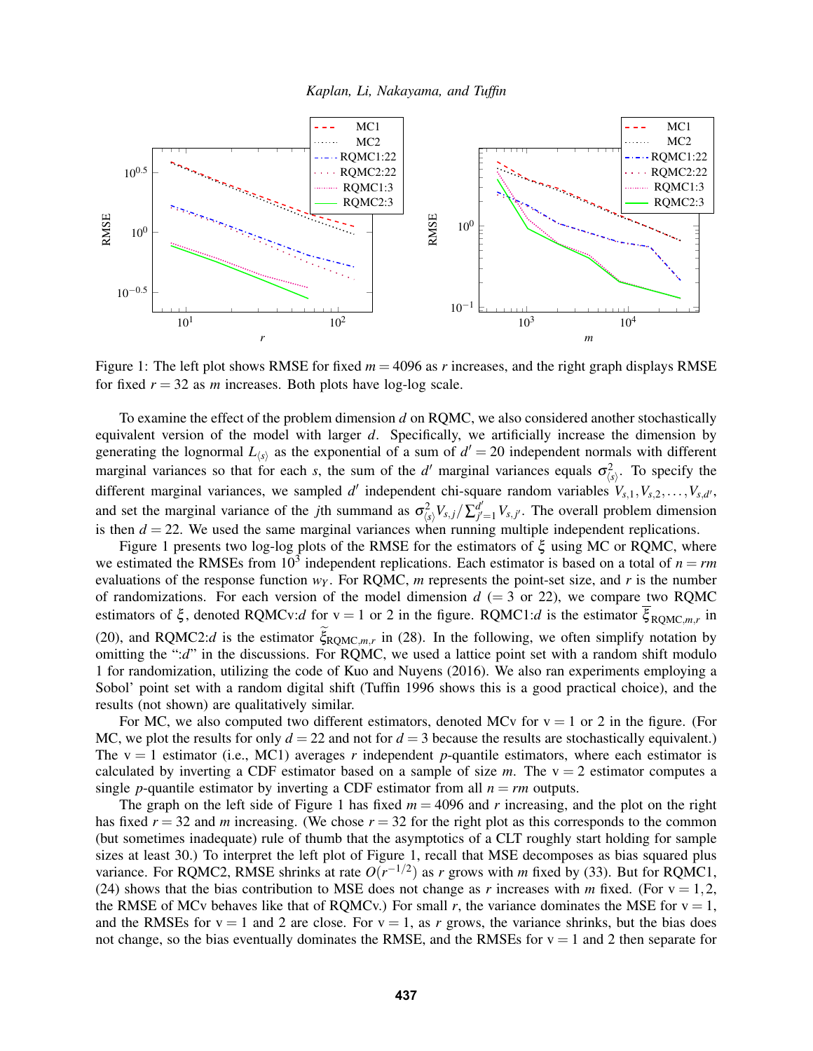Figure 1: The left plot shows RMSE for fixed $m = 4096$ as $r$ increases, and the right graph displays RMSE for fixed $r = 32$ as $m$ increases. Both plots have log-log scale.

To examine the effect of the problem dimension $d$ on RQMC, we also considered another stochastically equivalent version of the model with larger $d$. Specifically, we artificially increase the dimension by generating the lognormal $L_{\langle s \rangle}$ as the exponential of a sum of $d' = 20$ independent normals with different marginal variances so that for each $s$, the sum of the $d'$ marginal variances equals $\sigma^2_{\langle s \rangle}$. To specify the different marginal variances, we sampled $d'$ independent chi-square random variables $V_{s,1}, V_{s,2}, \ldots, V_{s,d'}$, and set the marginal variance of the $j$th summand as $\sigma^2_{\langle s \rangle} V_{s,j} / \sum_{j'=1}^{d'} V_{s,j'}$. The overall problem dimension is then $d = 22$. We used the same marginal variances when running multiple independent replications.

Figure 1 presents two log-log plots of the RMSE for the estimators of $\xi$ using MC or RQMC, where we estimated the RMSEs from $10^3$ independent replications. Each estimator is based on a total of $n = rm$ evaluations of the response function $w_Y$. For RQMC, $m$ represents the point-set size, and $r$ is the number of randomizations. For each version of the model dimension $d$ (= 3 or 22), we compare two RQMC estimators of $\xi$, denoted RQMCv:$d$ for v = 1 or 2 in the figure. RQMC1:$d$ is the estimator $\overline{\xi}_{\mathrm{RQMC},m,r}$ in (20), and RQMC2:$d$ is the estimator $\widetilde{\xi}_{\mathrm{RQMC},m,r}$ in (28). In the following, we often simplify notation by omitting the ":$d$" in the discussions. For RQMC, we used a lattice point set with a random shift modulo 1 for randomization, utilizing the code of Kuo and Nuyens (2016). We also ran experiments employing a Sobol' point set with a random digital shift (Tuffin 1996 shows this is a good practical choice), and the results (not shown) are qualitatively similar.

For MC, we also computed two different estimators, denoted MCv for v = 1 or 2 in the figure. (For MC, we plot the results for only $d = 22$ and not for $d = 3$ because the results are stochastically equivalent.) The v = 1 estimator (i.e., MC1) averages $r$ independent $p$-quantile estimators, where each estimator is calculated by inverting a CDF estimator based on a sample of size $m$. The v = 2 estimator computes a single $p$-quantile estimator by inverting a CDF estimator from all $n = rm$ outputs.

The graph on the left side of Figure 1 has fixed $m = 4096$ and $r$ increasing, and the plot on the right has fixed $r = 32$ and $m$ increasing. (We chose $r = 32$ for the right plot as this corresponds to the common (but sometimes inadequate) rule of thumb that the asymptotics of a CLT roughly start holding for sample sizes at least 30.) To interpret the left plot of Figure 1, recall that MSE decomposes as bias squared plus variance. For RQMC2, RMSE shrinks at rate $O(r^{-1/2})$ as $r$ grows with $m$ fixed by (33). But for RQMC1, (24) shows that the bias contribution to MSE does not change as $r$ increases with $m$ fixed. (For v = 1, 2, the RMSE of MCv behaves like that of RQMCv.) For small $r$, the variance dominates the MSE for v = 1, and the RMSEs for v = 1 and 2 are close. For v = 1, as $r$ grows, the variance shrinks, but the bias does not change, so the bias eventually dominates the RMSE, and the RMSEs for v = 1 and 2 then separate for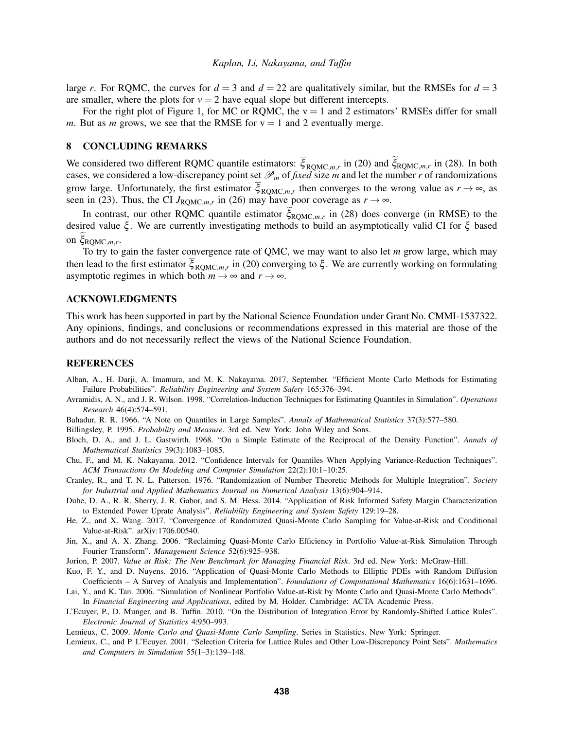large $r$. For RQMC, the curves for $d = 3$ and $d = 22$ are qualitatively similar, but the RMSEs for $d = 3$ are smaller, where the plots for $v = 2$ have equal slope but different intercepts.

For the right plot of Figure 1, for MC or RQMC, the $\mathrm{v} = 1$ and 2 estimators' RMSEs differ for small $m$. But as $m$ grows, we see that the RMSE for $\mathrm{v} = 1$ and 2 eventually merge.

## 8 CONCLUDING REMARKS

We considered two different RQMC quantile estimators: $\overline{\xi}_{\mathrm{RQMC},m,r}$ in (20) and $\widetilde{\xi}_{\mathrm{RQMC},m,r}$ in (28). In both cases, we considered a low-discrepancy point set $\mathscr{P}_m$ of *fixed* size $m$ and let the number $r$ of randomizations grow large. Unfortunately, the first estimator $\overline{\xi}_{\mathrm{RQMC},m,r}$ then converges to the wrong value as $r \to \infty$, as seen in (23). Thus, the CI $J_{\mathrm{RQMC},m,r}$ in (26) may have poor coverage as $r \to \infty$.

In contrast, our other RQMC quantile estimator $\widetilde{\xi}_{\mathrm{RQMC},m,r}$ in (28) does converge (in RMSE) to the desired value $\xi$. We are currently investigating methods to build an asymptotically valid CI for $\xi$ based on $\widetilde{\xi}_{\mathrm{RQMC},m,r}$.

To try to gain the faster convergence rate of QMC, we may want to also let $m$ grow large, which may then lead to the first estimator $\overline{\xi}_{\mathrm{RQMC},m,r}$ in (20) converging to $\xi$. We are currently working on formulating asymptotic regimes in which both $m \to \infty$ and $r \to \infty$.

## ACKNOWLEDGMENTS

This work has been supported in part by the National Science Foundation under Grant No. CMMI-1537322. Any opinions, findings, and conclusions or recommendations expressed in this material are those of the authors and do not necessarily reflect the views of the National Science Foundation.

## REFERENCES

Alban, A., H. Darji, A. Imamura, and M. K. Nakayama. 2017, September. "Efficient Monte Carlo Methods for Estimating Failure Probabilities". *Reliability Engineering and System Safety* 165:376–394.

Avramidis, A. N., and J. R. Wilson. 1998. "Correlation-Induction Techniques for Estimating Quantiles in Simulation". *Operations Research* 46(4):574–591.

Bahadur, R. R. 1966. "A Note on Quantiles in Large Samples". *Annals of Mathematical Statistics* 37(3):577–580.

Billingsley, P. 1995. *Probability and Measure*. 3rd ed. New York: John Wiley and Sons.

Bloch, D. A., and J. L. Gastwirth. 1968. "On a Simple Estimate of the Reciprocal of the Density Function". *Annals of Mathematical Statistics* 39(3):1083–1085.

Chu, F., and M. K. Nakayama. 2012. "Confidence Intervals for Quantiles When Applying Variance-Reduction Techniques". *ACM Transactions On Modeling and Computer Simulation* 22(2):10:1–10:25.

Cranley, R., and T. N. L. Patterson. 1976. "Randomization of Number Theoretic Methods for Multiple Integration". *Society for Industrial and Applied Mathematics Journal on Numerical Analysis* 13(6):904–914.

Dube, D. A., R. R. Sherry, J. R. Gabor, and S. M. Hess. 2014. "Application of Risk Informed Safety Margin Characterization to Extended Power Uprate Analysis". *Reliability Engineering and System Safety* 129:19–28.

He, Z., and X. Wang. 2017. "Convergence of Randomized Quasi-Monte Carlo Sampling for Value-at-Risk and Conditional Value-at-Risk". arXiv:1706.00540.

Jin, X., and A. X. Zhang. 2006. "Reclaiming Quasi-Monte Carlo Efficiency in Portfolio Value-at-Risk Simulation Through Fourier Transform". *Management Science* 52(6):925–938.

Jorion, P. 2007. *Value at Risk: The New Benchmark for Managing Financial Risk*. 3rd ed. New York: McGraw-Hill.

Kuo, F. Y., and D. Nuyens. 2016. "Application of Quasi-Monte Carlo Methods to Elliptic PDEs with Random Diffusion Coefficients – A Survey of Analysis and Implementation". *Foundations of Computational Mathematics* 16(6):1631–1696.

Lai, Y., and K. Tan. 2006. "Simulation of Nonlinear Portfolio Value-at-Risk by Monte Carlo and Quasi-Monte Carlo Methods". In *Financial Engineering and Applications*, edited by M. Holder. Cambridge: ACTA Academic Press.

L'Ecuyer, P., D. Munger, and B. Tuffin. 2010. "On the Distribution of Integration Error by Randomly-Shifted Lattice Rules". *Electronic Journal of Statistics* 4:950–993.

Lemieux, C. 2009. *Monte Carlo and Quasi-Monte Carlo Sampling*. Series in Statistics. New York: Springer.

Lemieux, C., and P. L'Ecuyer. 2001. "Selection Criteria for Lattice Rules and Other Low-Discrepancy Point Sets". *Mathematics and Computers in Simulation* 55(1–3):139–148.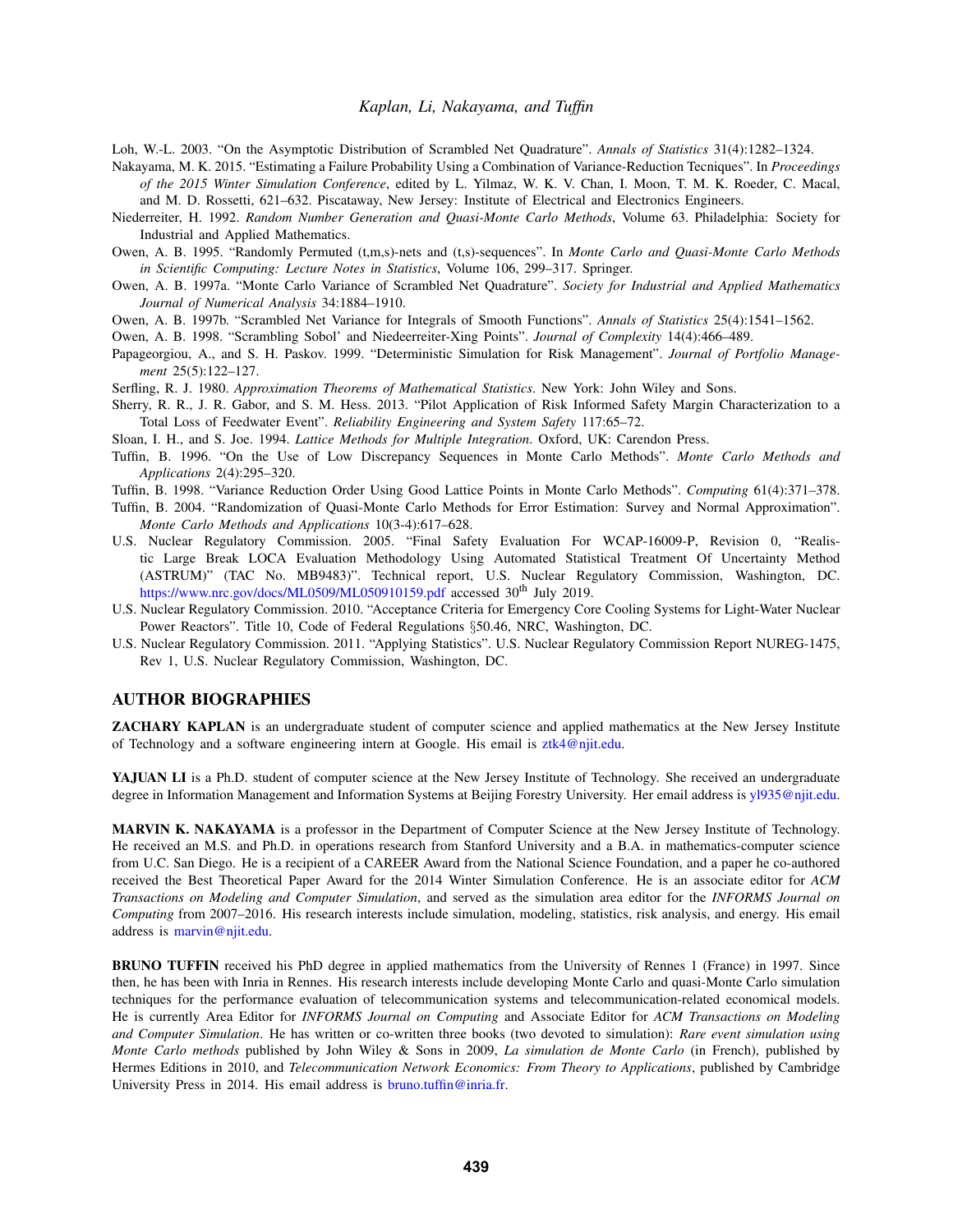Loh, W.-L. 2003. "On the Asymptotic Distribution of Scrambled Net Quadrature". *Annals of Statistics* 31(4):1282–1324.

Nakayama, M. K. 2015. "Estimating a Failure Probability Using a Combination of Variance-Reduction Tecniques". In *Proceedings of the 2015 Winter Simulation Conference*, edited by L. Yilmaz, W. K. V. Chan, I. Moon, T. M. K. Roeder, C. Macal, and M. D. Rossetti, 621–632. Piscataway, New Jersey: Institute of Electrical and Electronics Engineers.

Niederreiter, H. 1992. *Random Number Generation and Quasi-Monte Carlo Methods*, Volume 63. Philadelphia: Society for Industrial and Applied Mathematics.

Owen, A. B. 1995. "Randomly Permuted (t,m,s)-nets and (t,s)-sequences". In *Monte Carlo and Quasi-Monte Carlo Methods in Scientific Computing: Lecture Notes in Statistics*, Volume 106, 299–317. Springer.

Owen, A. B. 1997a. "Monte Carlo Variance of Scrambled Net Quadrature". *Society for Industrial and Applied Mathematics Journal of Numerical Analysis* 34:1884–1910.

Owen, A. B. 1997b. "Scrambled Net Variance for Integrals of Smooth Functions". *Annals of Statistics* 25(4):1541–1562.

Owen, A. B. 1998. "Scrambling Sobol' and Niedeerreiter-Xing Points". *Journal of Complexity* 14(4):466–489.

Papageorgiou, A., and S. H. Paskov. 1999. "Deterministic Simulation for Risk Management". *Journal of Portfolio Management* 25(5):122–127.

Serfling, R. J. 1980. *Approximation Theorems of Mathematical Statistics*. New York: John Wiley and Sons.

Sherry, R. R., J. R. Gabor, and S. M. Hess. 2013. "Pilot Application of Risk Informed Safety Margin Characterization to a Total Loss of Feedwater Event". *Reliability Engineering and System Safety* 117:65–72.

Sloan, I. H., and S. Joe. 1994. *Lattice Methods for Multiple Integration*. Oxford, UK: Carendon Press.

Tuffin, B. 1996. "On the Use of Low Discrepancy Sequences in Monte Carlo Methods". *Monte Carlo Methods and Applications* 2(4):295–320.

Tuffin, B. 1998. "Variance Reduction Order Using Good Lattice Points in Monte Carlo Methods". *Computing* 61(4):371–378.

Tuffin, B. 2004. "Randomization of Quasi-Monte Carlo Methods for Error Estimation: Survey and Normal Approximation". *Monte Carlo Methods and Applications* 10(3-4):617–628.

U.S. Nuclear Regulatory Commission. 2005. "Final Safety Evaluation For WCAP-16009-P, Revision 0, "Realistic Large Break LOCA Evaluation Methodology Using Automated Statistical Treatment Of Uncertainty Method (ASTRUM)" (TAC No. MB9483)". Technical report, U.S. Nuclear Regulatory Commission, Washington, DC. https://www.nrc.gov/docs/ML0509/ML050910159.pdf accessed 30th July 2019.

U.S. Nuclear Regulatory Commission. 2010. "Acceptance Criteria for Emergency Core Cooling Systems for Light-Water Nuclear Power Reactors". Title 10, Code of Federal Regulations §50.46, NRC, Washington, DC.

U.S. Nuclear Regulatory Commission. 2011. "Applying Statistics". U.S. Nuclear Regulatory Commission Report NUREG-1475, Rev 1, U.S. Nuclear Regulatory Commission, Washington, DC.

## AUTHOR BIOGRAPHIES

**ZACHARY KAPLAN** is an undergraduate student of computer science and applied mathematics at the New Jersey Institute of Technology and a software engineering intern at Google. His email is ztk4@njit.edu.

**YAJUAN LI** is a Ph.D. student of computer science at the New Jersey Institute of Technology. She received an undergraduate degree in Information Management and Information Systems at Beijing Forestry University. Her email address is yl935@njit.edu.

**MARVIN K. NAKAYAMA** is a professor in the Department of Computer Science at the New Jersey Institute of Technology. He received an M.S. and Ph.D. in operations research from Stanford University and a B.A. in mathematics-computer science from U.C. San Diego. He is a recipient of a CAREER Award from the National Science Foundation, and a paper he co-authored received the Best Theoretical Paper Award for the 2014 Winter Simulation Conference. He is an associate editor for *ACM Transactions on Modeling and Computer Simulation*, and served as the simulation area editor for the *INFORMS Journal on Computing* from 2007–2016. His research interests include simulation, modeling, statistics, risk analysis, and energy. His email address is marvin@njit.edu.

**BRUNO TUFFIN** received his PhD degree in applied mathematics from the University of Rennes 1 (France) in 1997. Since then, he has been with Inria in Rennes. His research interests include developing Monte Carlo and quasi-Monte Carlo simulation techniques for the performance evaluation of telecommunication systems and telecommunication-related economical models. He is currently Area Editor for *INFORMS Journal on Computing* and Associate Editor for *ACM Transactions on Modeling and Computer Simulation*. He has written or co-written three books (two devoted to simulation): *Rare event simulation using Monte Carlo methods* published by John Wiley & Sons in 2009, *La simulation de Monte Carlo* (in French), published by Hermes Editions in 2010, and *Telecommunication Network Economics: From Theory to Applications*, published by Cambridge University Press in 2014. His email address is bruno.tuffin@inria.fr.